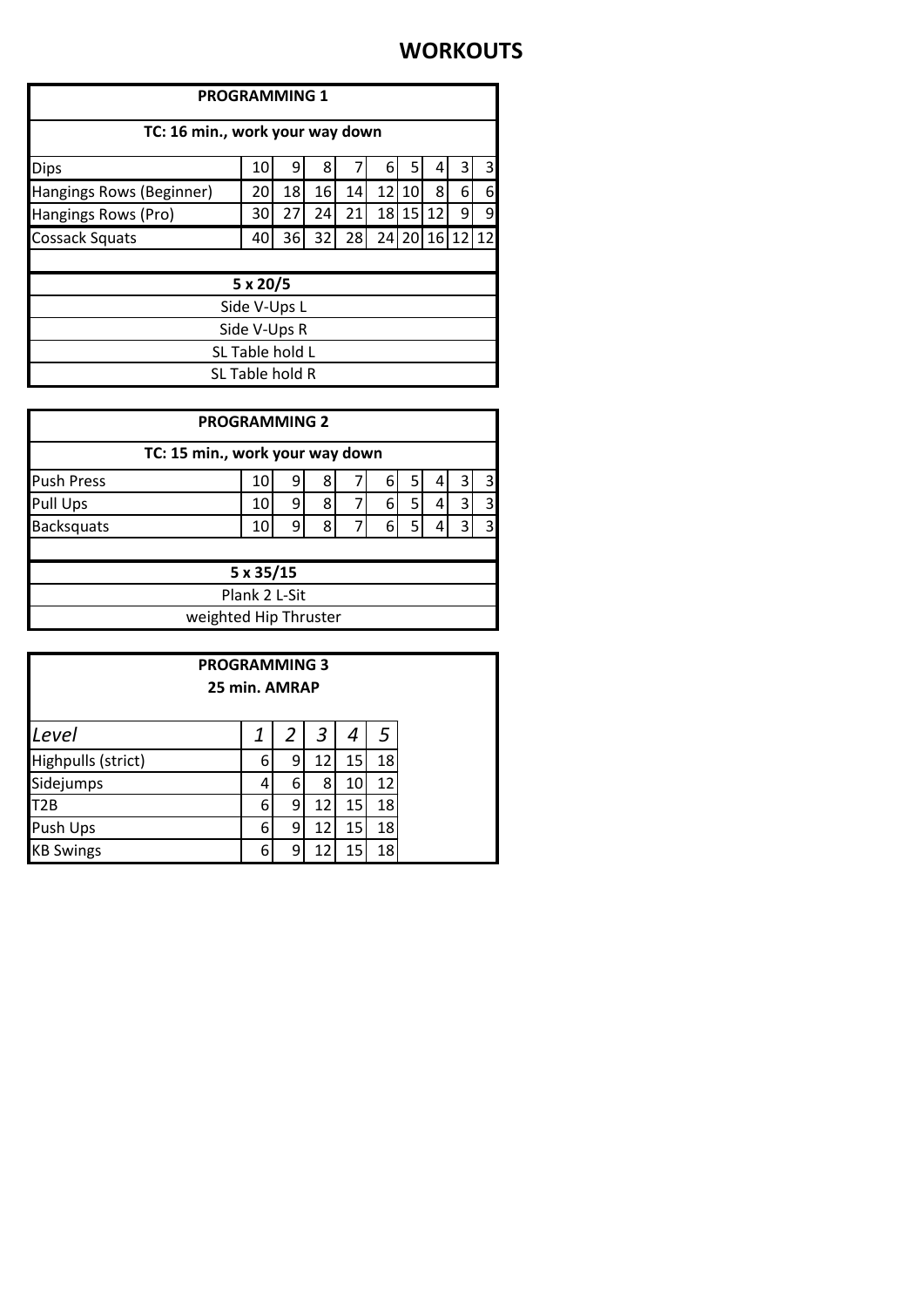# WORKOUTS

## PROGRAMMING 1

**TC: 16 min., work your way down**

| Exercise | | | | | | | | | |
|---|---|---|---|---|---|---|---|---|---|
| Dips | 10 | 9 | 8 | 7 | 6 | 5 | 4 | 3 | 3 |
| Hangings Rows (Beginner) | 20 | 18 | 16 | 14 | 12 | 10 | 8 | 6 | 6 |
| Hangings Rows (Pro) | 30 | 27 | 24 | 21 | 18 | 15 | 12 | 9 | 9 |
| Cossack Squats | 40 | 36 | 32 | 28 | 24 | 20 | 16 | 12 | 12 |

**5 x 20/5**

- Side V-Ups L
- Side V-Ups R
- SL Table hold L
- SL Table hold R

## PROGRAMMING 2

**TC: 15 min., work your way down**

| Exercise | | | | | | | | | |
|---|---|---|---|---|---|---|---|---|---|
| Push Press | 10 | 9 | 8 | 7 | 6 | 5 | 4 | 3 | 3 |
| Pull Ups | 10 | 9 | 8 | 7 | 6 | 5 | 4 | 3 | 3 |
| Backsquats | 10 | 9 | 8 | 7 | 6 | 5 | 4 | 3 | 3 |

**5 x 35/15**

- Plank 2 L-Sit
- weighted Hip Thruster

## PROGRAMMING 3

**25 min. AMRAP**

| *Level* | *1* | *2* | *3* | *4* | *5* |
|---|---|---|---|---|---|
| Highpulls (strict) | 6 | 9 | 12 | 15 | 18 |
| Sidejumps | 4 | 6 | 8 | 10 | 12 |
| T2B | 6 | 9 | 12 | 15 | 18 |
| Push Ups | 6 | 9 | 12 | 15 | 18 |
| KB Swings | 6 | 9 | 12 | 15 | 18 |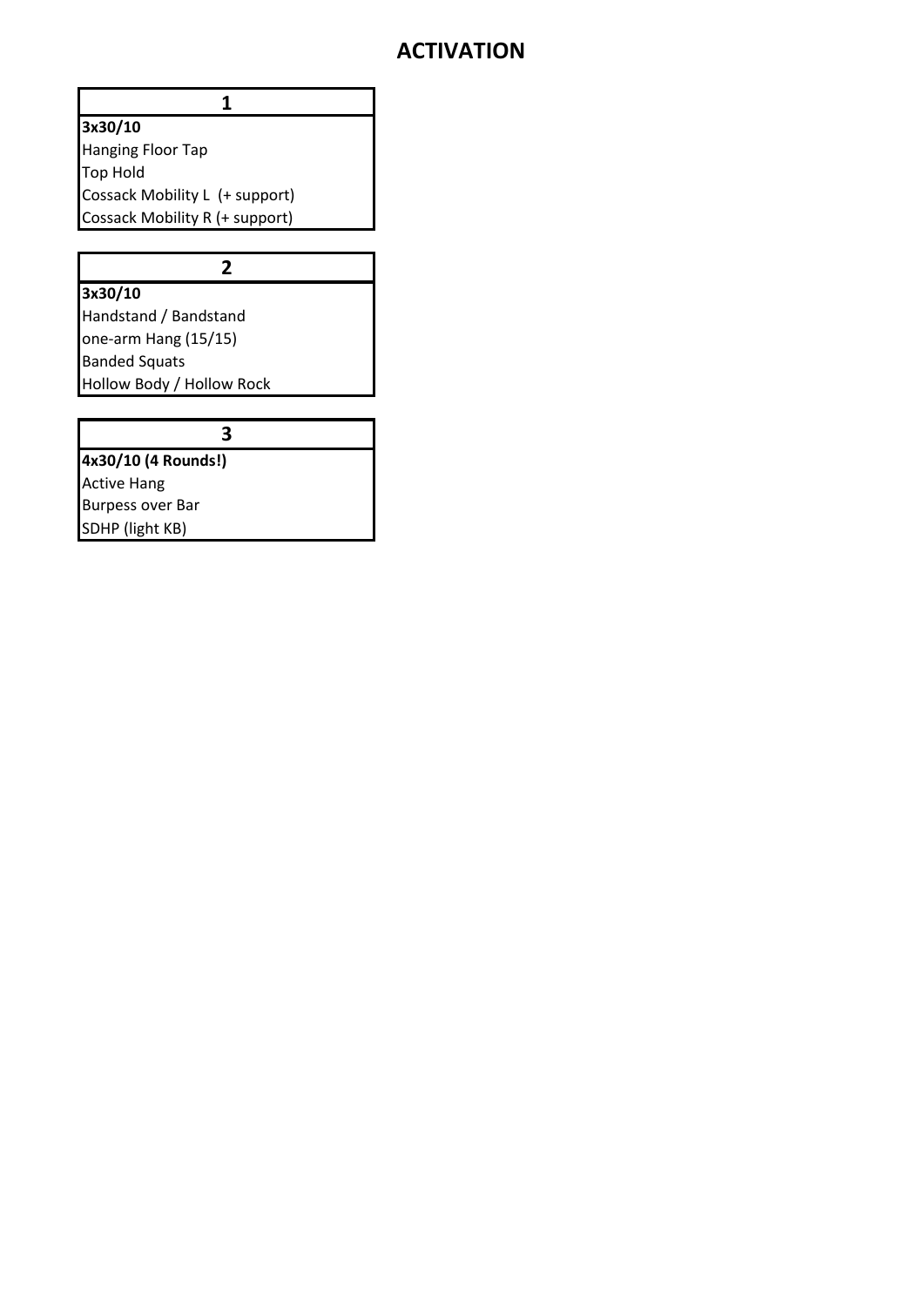# ACTIVATION

| 1 |
| --- |
| **3x30/10** |
| Hanging Floor Tap |
| Top Hold |
| Cossack Mobility L (+ support) |
| Cossack Mobility R (+ support) |

| 2 |
| --- |
| **3x30/10** |
| Handstand / Bandstand |
| one-arm Hang (15/15) |
| Banded Squats |
| Hollow Body / Hollow Rock |

| 3 |
| --- |
| **4x30/10 (4 Rounds!)** |
| Active Hang |
| Burpess over Bar |
| SDHP (light KB) |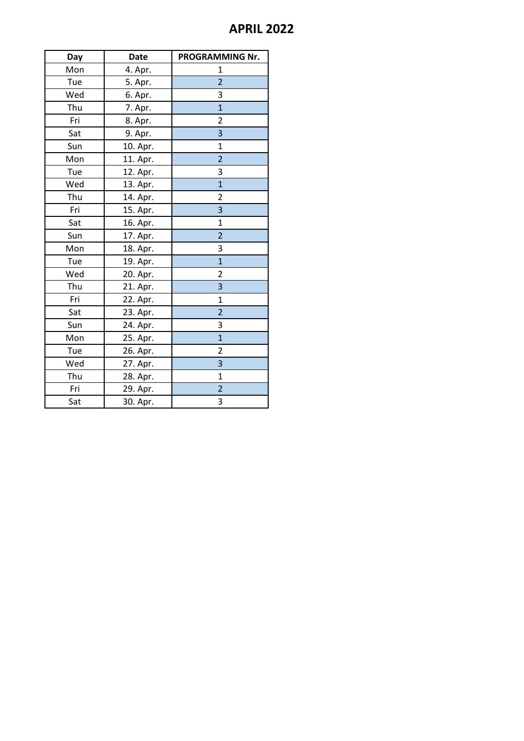# APRIL 2022

| Day | Date | PROGRAMMING Nr. |
|---|---|---|
| Mon | 4. Apr. | 1 |
| Tue | 5. Apr. | 2 |
| Wed | 6. Apr. | 3 |
| Thu | 7. Apr. | 1 |
| Fri | 8. Apr. | 2 |
| Sat | 9. Apr. | 3 |
| Sun | 10. Apr. | 1 |
| Mon | 11. Apr. | 2 |
| Tue | 12. Apr. | 3 |
| Wed | 13. Apr. | 1 |
| Thu | 14. Apr. | 2 |
| Fri | 15. Apr. | 3 |
| Sat | 16. Apr. | 1 |
| Sun | 17. Apr. | 2 |
| Mon | 18. Apr. | 3 |
| Tue | 19. Apr. | 1 |
| Wed | 20. Apr. | 2 |
| Thu | 21. Apr. | 3 |
| Fri | 22. Apr. | 1 |
| Sat | 23. Apr. | 2 |
| Sun | 24. Apr. | 3 |
| Mon | 25. Apr. | 1 |
| Tue | 26. Apr. | 2 |
| Wed | 27. Apr. | 3 |
| Thu | 28. Apr. | 1 |
| Fri | 29. Apr. | 2 |
| Sat | 30. Apr. | 3 |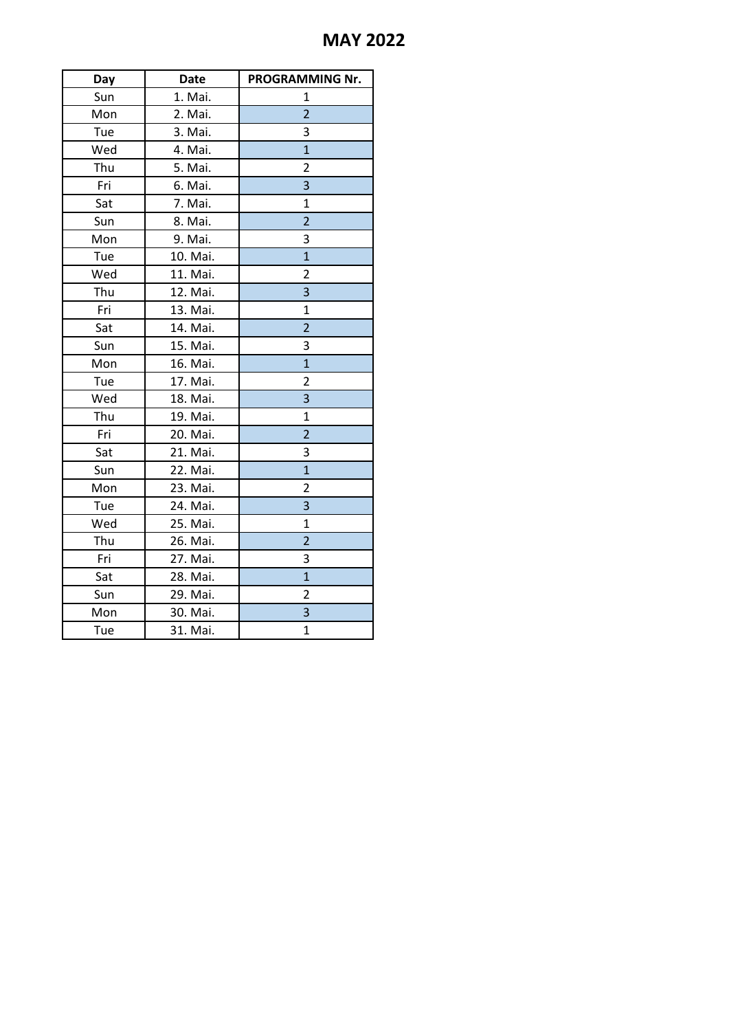# MAY 2022

| Day | Date | PROGRAMMING Nr. |
|---|---|---|
| Sun | 1. Mai. | 1 |
| Mon | 2. Mai. | 2 |
| Tue | 3. Mai. | 3 |
| Wed | 4. Mai. | 1 |
| Thu | 5. Mai. | 2 |
| Fri | 6. Mai. | 3 |
| Sat | 7. Mai. | 1 |
| Sun | 8. Mai. | 2 |
| Mon | 9. Mai. | 3 |
| Tue | 10. Mai. | 1 |
| Wed | 11. Mai. | 2 |
| Thu | 12. Mai. | 3 |
| Fri | 13. Mai. | 1 |
| Sat | 14. Mai. | 2 |
| Sun | 15. Mai. | 3 |
| Mon | 16. Mai. | 1 |
| Tue | 17. Mai. | 2 |
| Wed | 18. Mai. | 3 |
| Thu | 19. Mai. | 1 |
| Fri | 20. Mai. | 2 |
| Sat | 21. Mai. | 3 |
| Sun | 22. Mai. | 1 |
| Mon | 23. Mai. | 2 |
| Tue | 24. Mai. | 3 |
| Wed | 25. Mai. | 1 |
| Thu | 26. Mai. | 2 |
| Fri | 27. Mai. | 3 |
| Sat | 28. Mai. | 1 |
| Sun | 29. Mai. | 2 |
| Mon | 30. Mai. | 3 |
| Tue | 31. Mai. | 1 |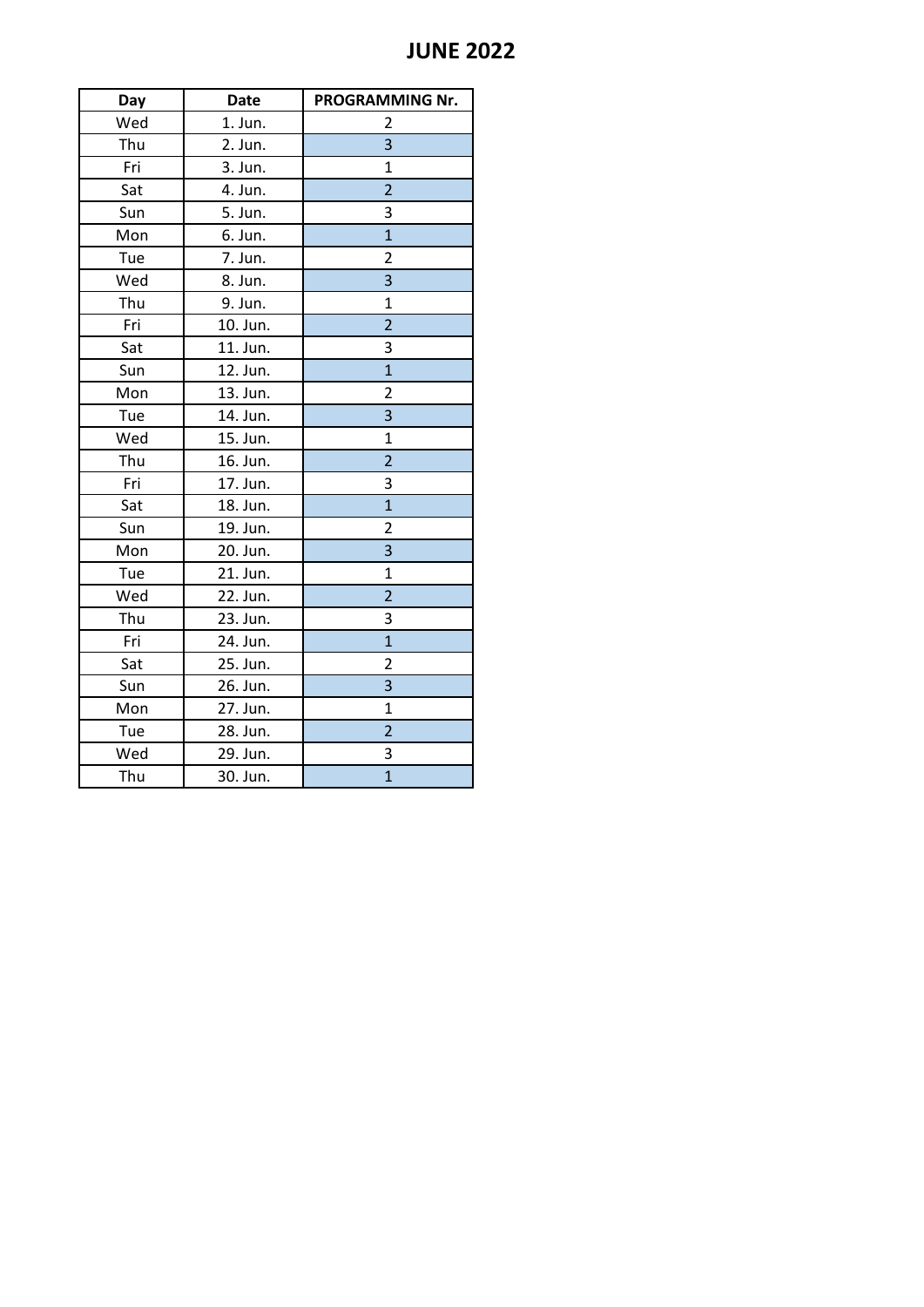# JUNE 2022

| Day | Date | PROGRAMMING Nr. |
|---|---|---|
| Wed | 1. Jun. | 2 |
| Thu | 2. Jun. | 3 |
| Fri | 3. Jun. | 1 |
| Sat | 4. Jun. | 2 |
| Sun | 5. Jun. | 3 |
| Mon | 6. Jun. | 1 |
| Tue | 7. Jun. | 2 |
| Wed | 8. Jun. | 3 |
| Thu | 9. Jun. | 1 |
| Fri | 10. Jun. | 2 |
| Sat | 11. Jun. | 3 |
| Sun | 12. Jun. | 1 |
| Mon | 13. Jun. | 2 |
| Tue | 14. Jun. | 3 |
| Wed | 15. Jun. | 1 |
| Thu | 16. Jun. | 2 |
| Fri | 17. Jun. | 3 |
| Sat | 18. Jun. | 1 |
| Sun | 19. Jun. | 2 |
| Mon | 20. Jun. | 3 |
| Tue | 21. Jun. | 1 |
| Wed | 22. Jun. | 2 |
| Thu | 23. Jun. | 3 |
| Fri | 24. Jun. | 1 |
| Sat | 25. Jun. | 2 |
| Sun | 26. Jun. | 3 |
| Mon | 27. Jun. | 1 |
| Tue | 28. Jun. | 2 |
| Wed | 29. Jun. | 3 |
| Thu | 30. Jun. | 1 |